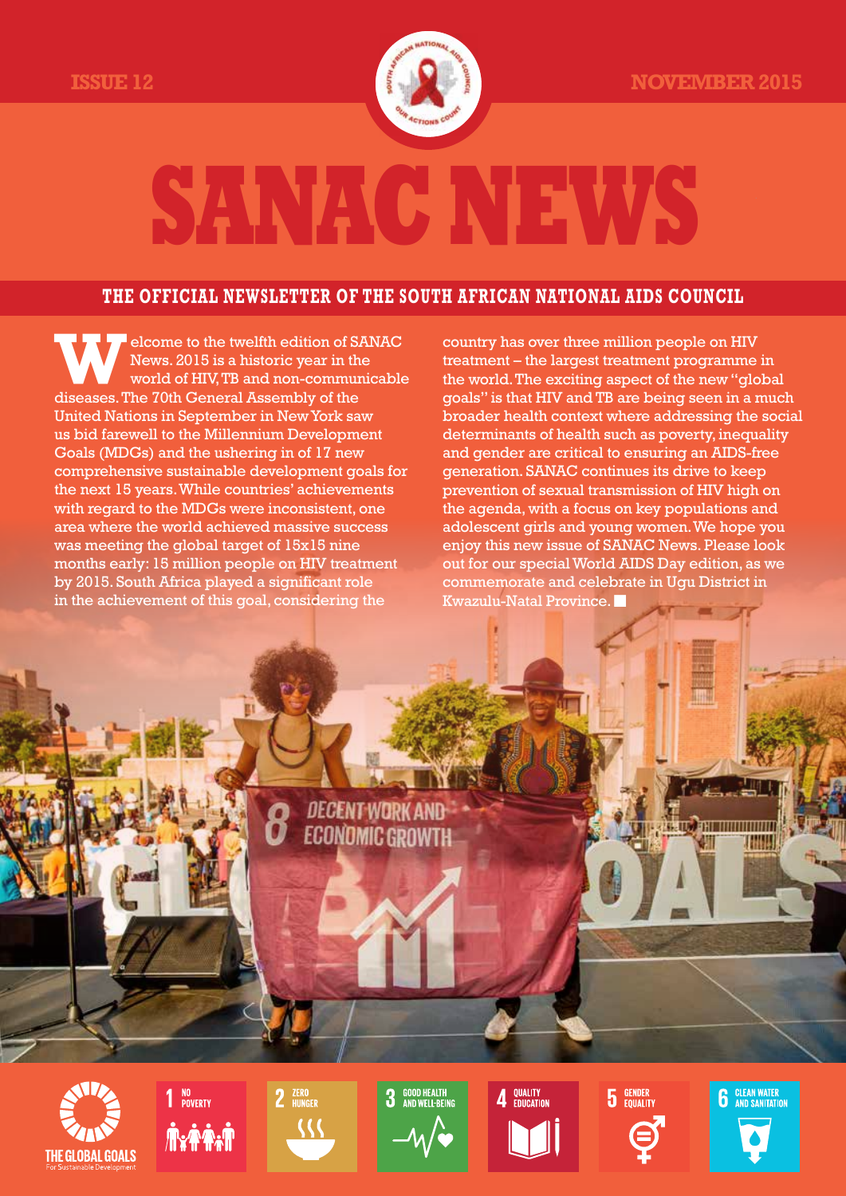ISSUE 12 NOVEMBER 2015

# SANAC NEWS

## THE OFFICIAL NEWSLETTER OF THE SOUTH AFRICAN NATIONAL AIDS COUNCIL

Welcome to the twelfth edition of SANAC News. 2015 is a historic year in the world of HIV, TB and non-communicable diseases. The 70th General Assembly of the United Nations in September in New York saw us bid farewell to the Millennium Development Goals (MDGs) and the ushering in of 17 new comprehensive sustainable development goals for the next 15 years. While countries' achievements with regard to the MDGs were inconsistent, one area where the world achieved massive success was meeting the global target of 15x15 nine months early: 15 million people on HIV treatment by 2015. South Africa played a significant role in the achievement of this goal, considering the country has over three million people on HIV treatment – the largest treatment programme in the world. The exciting aspect of the new "global goals" is that HIV and TB are being seen in a much broader health context where addressing the social determinants of health such as poverty, inequality and gender are critical to ensuring an AIDS-free generation. SANAC continues its drive to keep prevention of sexual transmission of HIV high on the agenda, with a focus on key populations and adolescent girls and young women. We hope you enjoy this new issue of SANAC News. Please look out for our special World AIDS Day edition, as we commemorate and celebrate in Ugu District in Kwazulu-Natal Province.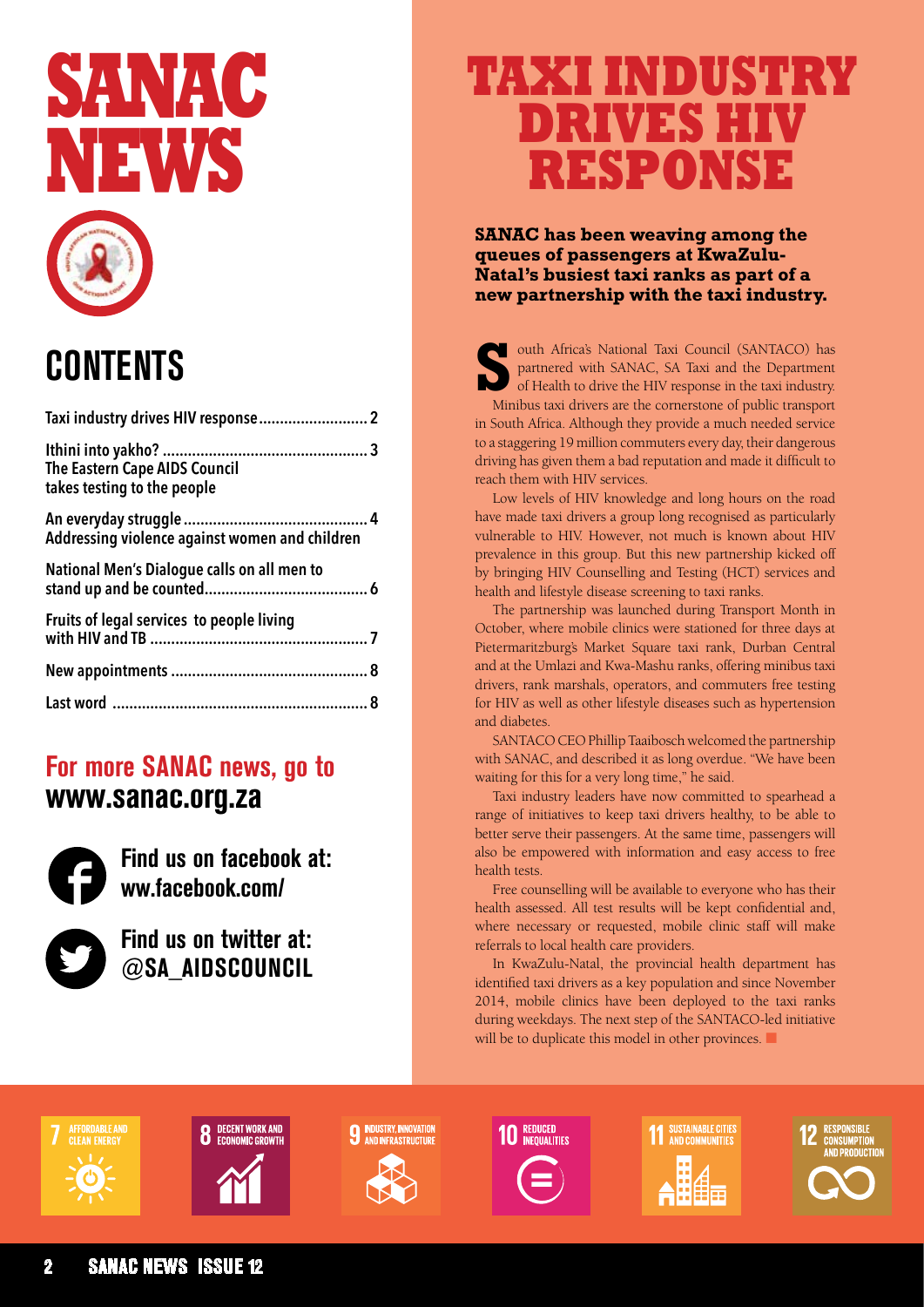# SANAC NEWS

## CONTENTS

| | |
|---|---|
| Taxi industry drives HIV response | 2 |
| Ithini into yakho? The Eastern Cape AIDS Council takes testing to the people | 3 |
| An everyday struggle Addressing violence against women and children | 4 |
| National Men's Dialogue calls on all men to stand up and be counted | 6 |
| Fruits of legal services to people living with HIV and TB | 7 |
| New appointments | 8 |
| Last word | 8 |

**For more SANAC news, go to www.sanac.org.za**

**Find us on facebook at: ww.facebook.com/**

**Find us on twitter at: @SA_AIDSCOUNCIL**

# TAXI INDUSTRY DRIVES HIV RESPONSE

**SANAC has been weaving among the queues of passengers at KwaZulu-Natal's busiest taxi ranks as part of a new partnership with the taxi industry.**

South Africa's National Taxi Council (SANTACO) has partnered with SANAC, SA Taxi and the Department of Health to drive the HIV response in the taxi industry.

Minibus taxi drivers are the cornerstone of public transport in South Africa. Although they provide a much needed service to a staggering 19 million commuters every day, their dangerous driving has given them a bad reputation and made it difficult to reach them with HIV services.

Low levels of HIV knowledge and long hours on the road have made taxi drivers a group long recognised as particularly vulnerable to HIV. However, not much is known about HIV prevalence in this group. But this new partnership kicked off by bringing HIV Counselling and Testing (HCT) services and health and lifestyle disease screening to taxi ranks.

The partnership was launched during Transport Month in October, where mobile clinics were stationed for three days at Pietermaritzburg's Market Square taxi rank, Durban Central and at the Umlazi and Kwa-Mashu ranks, offering minibus taxi drivers, rank marshals, operators, and commuters free testing for HIV as well as other lifestyle diseases such as hypertension and diabetes.

SANTACO CEO Phillip Taaibosch welcomed the partnership with SANAC, and described it as long overdue. "We have been waiting for this for a very long time," he said.

Taxi industry leaders have now committed to spearhead a range of initiatives to keep taxi drivers healthy, to be able to better serve their passengers. At the same time, passengers will also be empowered with information and easy access to free health tests.

Free counselling will be available to everyone who has their health assessed. All test results will be kept confidential and, where necessary or requested, mobile clinic staff will make referrals to local health care providers.

In KwaZulu-Natal, the provincial health department has identified taxi drivers as a key population and since November 2014, mobile clinics have been deployed to the taxi ranks during weekdays. The next step of the SANTACO-led initiative will be to duplicate this model in other provinces.

7 AFFORDABLE AND CLEAN ENERGY | 8 DECENT WORK AND ECONOMIC GROWTH | 9 INDUSTRY, INNOVATION AND INFRASTRUCTURE | 10 REDUCED INEQUALITIES | 11 SUSTAINABLE CITIES AND COMMUNITIES | 12 RESPONSIBLE CONSUMPTION AND PRODUCTION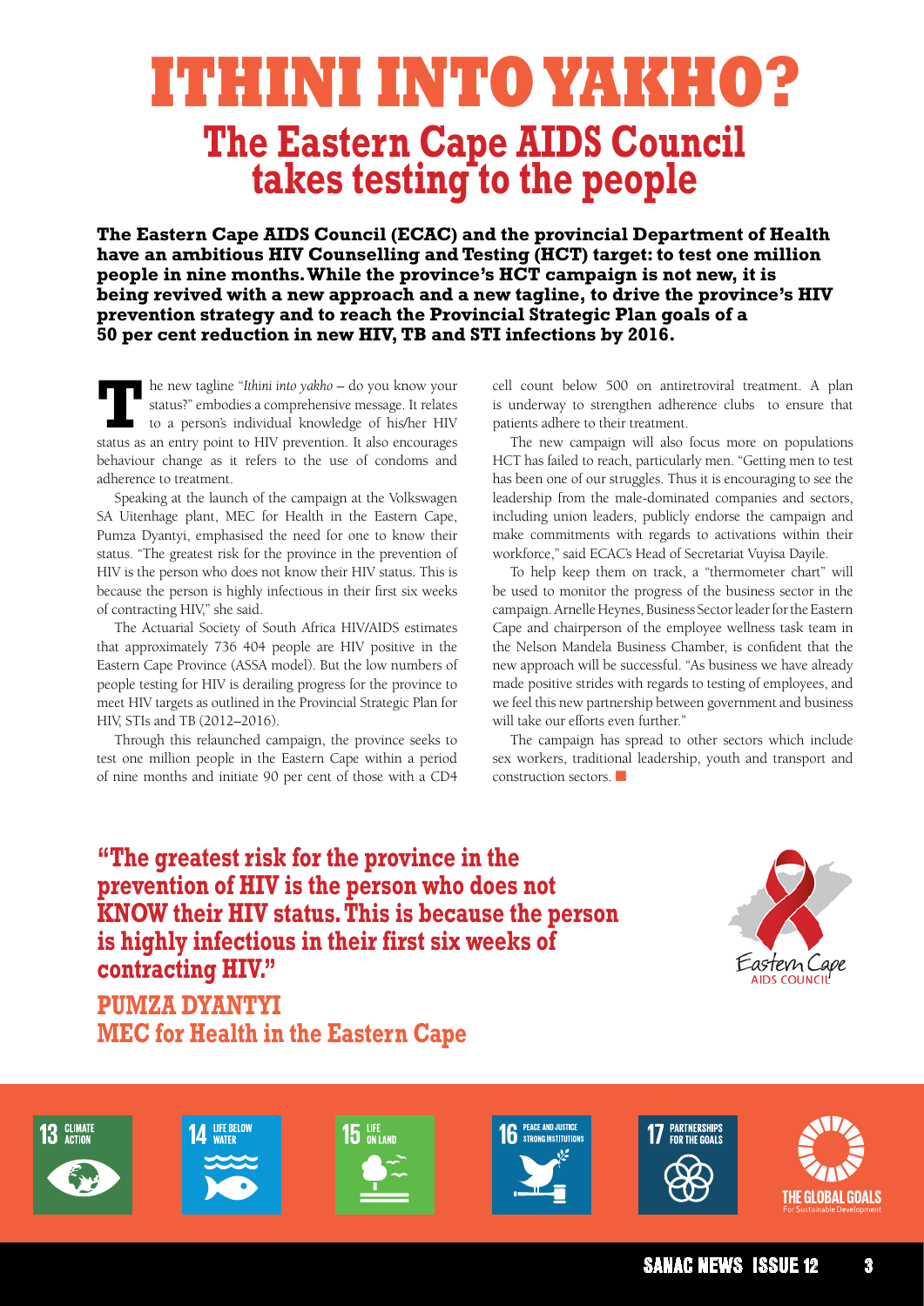# ITHINI INTO YAKHO?

## The Eastern Cape AIDS Council takes testing to the people

**The Eastern Cape AIDS Council (ECAC) and the provincial Department of Health have an ambitious HIV Counselling and Testing (HCT) target: to test one million people in nine months. While the province's HCT campaign is not new, it is being revived with a new approach and a new tagline, to drive the province's HIV prevention strategy and to reach the Provincial Strategic Plan goals of a 50 per cent reduction in new HIV, TB and STI infections by 2016.**

The new tagline "*Ithini into yakho* – do you know your status?" embodies a comprehensive message. It relates to a person's individual knowledge of his/her HIV status as an entry point to HIV prevention. It also encourages behaviour change as it refers to the use of condoms and adherence to treatment.

Speaking at the launch of the campaign at the Volkswagen SA Uitenhage plant, MEC for Health in the Eastern Cape, Pumza Dyantyi, emphasised the need for one to know their status. "The greatest risk for the province in the prevention of HIV is the person who does not know their HIV status. This is because the person is highly infectious in their first six weeks of contracting HIV," she said.

The Actuarial Society of South Africa HIV/AIDS estimates that approximately 736 404 people are HIV positive in the Eastern Cape Province (ASSA model). But the low numbers of people testing for HIV is derailing progress for the province to meet HIV targets as outlined in the Provincial Strategic Plan for HIV, STIs and TB (2012–2016).

Through this relaunched campaign, the province seeks to test one million people in the Eastern Cape within a period of nine months and initiate 90 per cent of those with a CD4 cell count below 500 on antiretroviral treatment. A plan is underway to strengthen adherence clubs to ensure that patients adhere to their treatment.

The new campaign will also focus more on populations HCT has failed to reach, particularly men. "Getting men to test has been one of our struggles. Thus it is encouraging to see the leadership from the male-dominated companies and sectors, including union leaders, publicly endorse the campaign and make commitments with regards to activations within their workforce," said ECAC's Head of Secretariat Vuyisa Dayile.

To help keep them on track, a "thermometer chart" will be used to monitor the progress of the business sector in the campaign. Arnelle Heynes, Business Sector leader for the Eastern Cape and chairperson of the employee wellness task team in the Nelson Mandela Business Chamber, is confident that the new approach will be successful. "As business we have already made positive strides with regards to testing of employees, and we feel this new partnership between government and business will take our efforts even further."

The campaign has spread to other sectors which include sex workers, traditional leadership, youth and transport and construction sectors.

**"The greatest risk for the province in the prevention of HIV is the person who does not KNOW their HIV status. This is because the person is highly infectious in their first six weeks of contracting HIV."**

**PUMZA DYANTYI**
**MEC for Health in the Eastern Cape**

Eastern Cape AIDS COUNCIL

13 CLIMATE ACTION | 14 LIFE BELOW WATER | 15 LIFE ON LAND | 16 PEACE AND JUSTICE STRONG INSTITUTIONS | 17 PARTNERSHIPS FOR THE GOALS | THE GLOBAL GOALS For Sustainable Development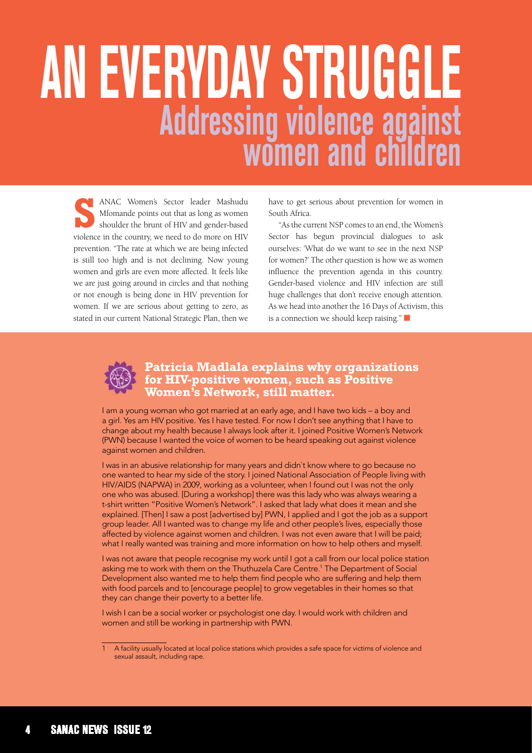# AN EVERYDAY STRUGGLE

## Addressing violence against women and children

SANAC Women's Sector leader Mashudu Mfomande points out that as long as women shoulder the brunt of HIV and gender-based violence in the country, we need to do more on HIV prevention. "The rate at which we are being infected is still too high and is not declining. Now young women and girls are even more affected. It feels like we are just going around in circles and that nothing or not enough is being done in HIV prevention for women. If we are serious about getting to zero, as stated in our current National Strategic Plan, then we have to get serious about prevention for women in South Africa.

"As the current NSP comes to an end, the Women's Sector has begun provincial dialogues to ask ourselves: 'What do we want to see in the next NSP for women?' The other question is how we as women influence the prevention agenda in this country. Gender-based violence and HIV infection are still huge challenges that don't receive enough attention. As we head into another the 16 Days of Activism, this is a connection we should keep raising." ■

### Patricia Madlala explains why organizations for HIV-positive women, such as Positive Women's Network, still matter.

I am a young woman who got married at an early age, and I have two kids – a boy and a girl. Yes am HIV positive. Yes I have tested. For now I don't see anything that I have to change about my health because I always look after it. I joined Positive Women's Network (PWN) because I wanted the voice of women to be heard speaking out against violence against women and children.

I was in an abusive relationship for many years and didn`t know where to go because no one wanted to hear my side of the story. I joined National Association of People living with HIV/AIDS (NAPWA) in 2009, working as a volunteer, when I found out I was not the only one who was abused. [During a workshop] there was this lady who was always wearing a t-shirt written "Positive Women's Network". I asked that lady what does it mean and she explained. [Then] I saw a post [advertised by] PWN, I applied and I got the job as a support group leader. All I wanted was to change my life and other people's lives, especially those affected by violence against women and children. I was not even aware that I will be paid; what I really wanted was training and more information on how to help others and myself.

I was not aware that people recognise my work until I got a call from our local police station asking me to work with them on the Thuthuzela Care Centre.[1] The Department of Social Development also wanted me to help them find people who are suffering and help them with food parcels and to [encourage people] to grow vegetables in their homes so that they can change their poverty to a better life.

I wish I can be a social worker or psychologist one day. I would work with children and women and still be working in partnership with PWN.

---

1 A facility usually located at local police stations which provides a safe space for victims of violence and sexual assault, including rape.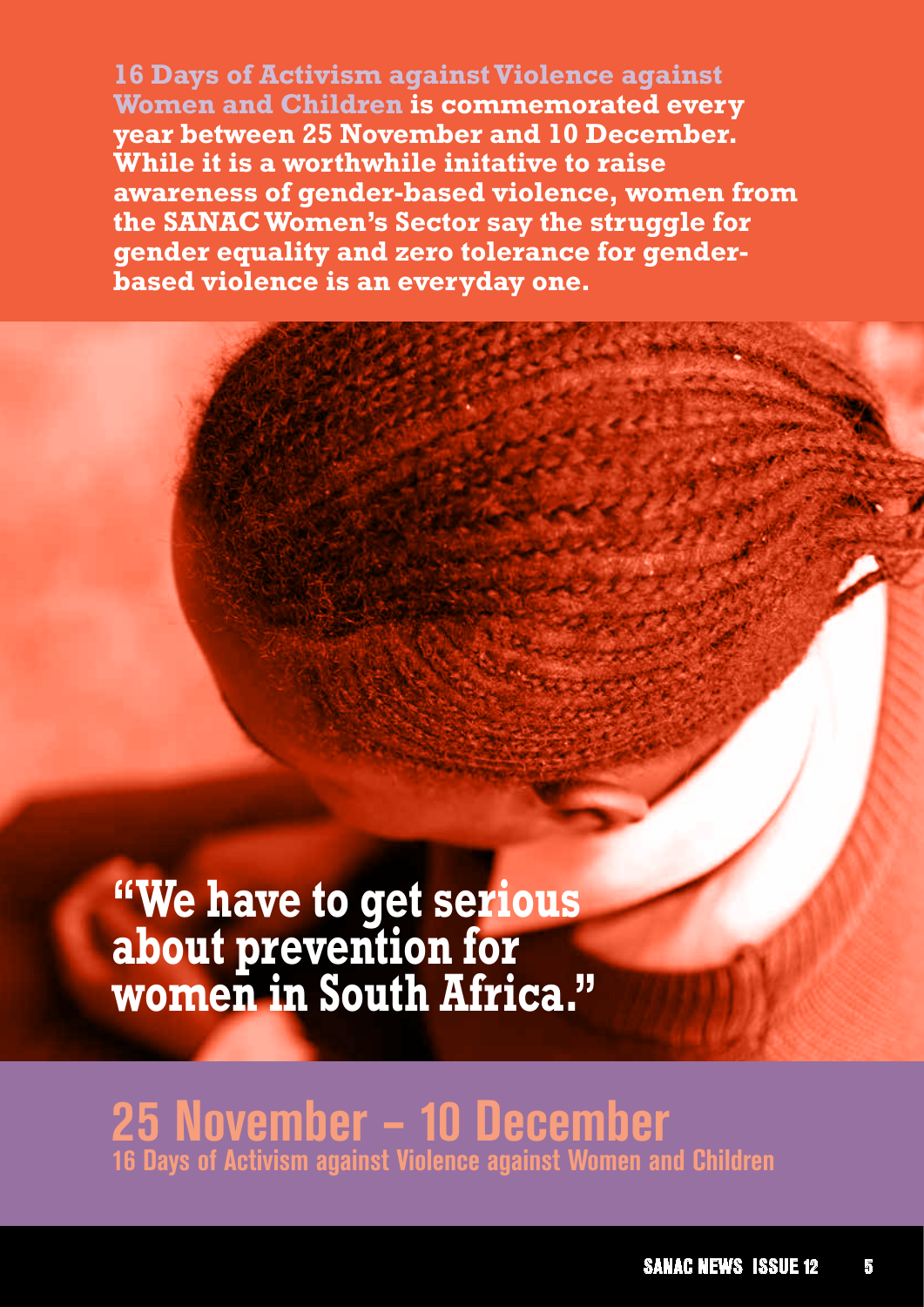**16 Days of Activism against Violence against Women and Children is commemorated every year between 25 November and 10 December. While it is a worthwhile initative to raise awareness of gender-based violence, women from the SANAC Women's Sector say the struggle for gender equality and zero tolerance for gender-based violence is an everyday one.**

## "We have to get serious about prevention for women in South Africa."

# 25 November – 10 December

**16 Days of Activism against Violence against Women and Children**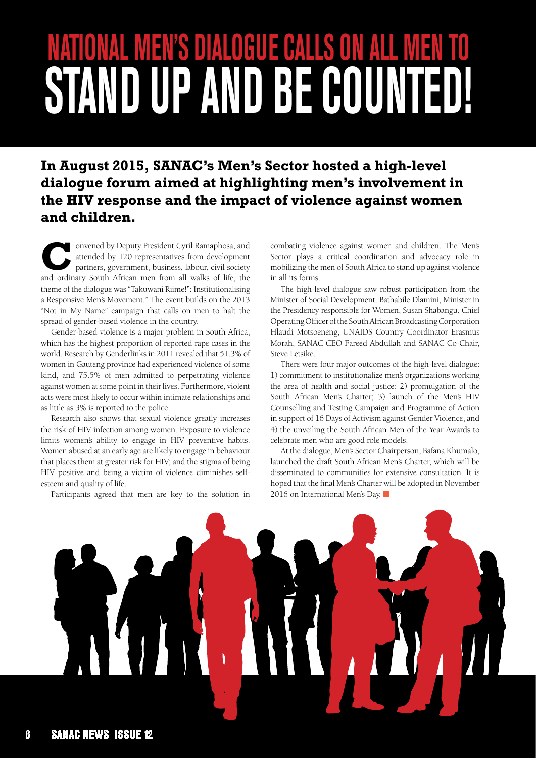# NATIONAL MEN'S DIALOGUE CALLS ON ALL MEN TO STAND UP AND BE COUNTED!

**In August 2015, SANAC's Men's Sector hosted a high-level dialogue forum aimed at highlighting men's involvement in the HIV response and the impact of violence against women and children.**

Convened by Deputy President Cyril Ramaphosa, and attended by 120 representatives from development partners, government, business, labour, civil society and ordinary South African men from all walks of life, the theme of the dialogue was "Takuwani Riime!": Institutionalising a Responsive Men's Movement." The event builds on the 2013 "Not in My Name" campaign that calls on men to halt the spread of gender-based violence in the country.

Gender-based violence is a major problem in South Africa, which has the highest proportion of reported rape cases in the world. Research by Genderlinks in 2011 revealed that 51.3% of women in Gauteng province had experienced violence of some kind, and 75.5% of men admitted to perpetrating violence against women at some point in their lives. Furthermore, violent acts were most likely to occur within intimate relationships and as little as 3% is reported to the police.

Research also shows that sexual violence greatly increases the risk of HIV infection among women. Exposure to violence limits women's ability to engage in HIV preventive habits. Women abused at an early age are likely to engage in behaviour that places them at greater risk for HIV; and the stigma of being HIV positive and being a victim of violence diminishes self-esteem and quality of life.

Participants agreed that men are key to the solution in combating violence against women and children. The Men's Sector plays a critical coordination and advocacy role in mobilizing the men of South Africa to stand up against violence in all its forms.

The high-level dialogue saw robust participation from the Minister of Social Development. Bathabile Dlamini, Minister in the Presidency responsible for Women, Susan Shabangu, Chief Operating Officer of the South African Broadcasting Corporation Hlaudi Motsoeneng, UNAIDS Country Coordinator Erasmus Morah, SANAC CEO Fareed Abdullah and SANAC Co-Chair, Steve Letsike.

There were four major outcomes of the high-level dialogue: 1) commitment to institutionalize men's organizations working the area of health and social justice; 2) promulgation of the South African Men's Charter; 3) launch of the Men's HIV Counselling and Testing Campaign and Programme of Action in support of 16 Days of Activism against Gender Violence, and 4) the unveiling the South African Men of the Year Awards to celebrate men who are good role models.

At the dialogue, Men's Sector Chairperson, Bafana Khumalo, launched the draft South African Men's Charter, which will be disseminated to communities for extensive consultation. It is hoped that the final Men's Charter will be adopted in November 2016 on International Men's Day. ■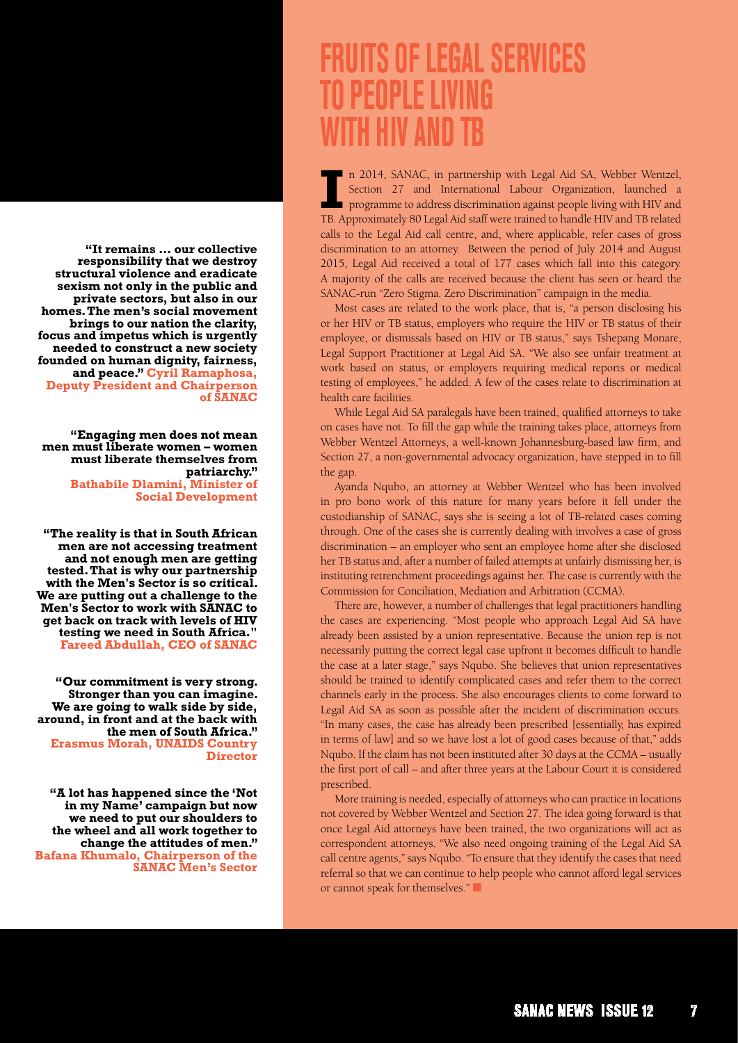# FRUITS OF LEGAL SERVICES TO PEOPLE LIVING WITH HIV AND TB

In 2014, SANAC, in partnership with Legal Aid SA, Webber Wentzel, Section 27 and International Labour Organization, launched a programme to address discrimination against people living with HIV and TB. Approximately 80 Legal Aid staff were trained to handle HIV and TB related calls to the Legal Aid call centre, and, where applicable, refer cases of gross discrimination to an attorney. Between the period of July 2014 and August 2015, Legal Aid received a total of 177 cases which fall into this category. A majority of the calls are received because the client has seen or heard the SANAC-run "Zero Stigma. Zero Discrimination" campaign in the media.

Most cases are related to the work place, that is, "a person disclosing his or her HIV or TB status, employers who require the HIV or TB status of their employee, or dismissals based on HIV or TB status," says Tshepang Monare, Legal Support Practitioner at Legal Aid SA. "We also see unfair treatment at work based on status, or employers requiring medical reports or medical testing of employees," he added. A few of the cases relate to discrimination at health care facilities.

While Legal Aid SA paralegals have been trained, qualified attorneys to take on cases have not. To fill the gap while the training takes place, attorneys from Webber Wentzel Attorneys, a well-known Johannesburg-based law firm, and Section 27, a non-governmental advocacy organization, have stepped in to fill the gap.

Ayanda Nqubo, an attorney at Webber Wentzel who has been involved in pro bono work of this nature for many years before it fell under the custodianship of SANAC, says she is seeing a lot of TB-related cases coming through. One of the cases she is currently dealing with involves a case of gross discrimination – an employer who sent an employee home after she disclosed her TB status and, after a number of failed attempts at unfairly dismissing her, is instituting retrenchment proceedings against her. The case is currently with the Commission for Conciliation, Mediation and Arbitration (CCMA).

There are, however, a number of challenges that legal practitioners handling the cases are experiencing. "Most people who approach Legal Aid SA have already been assisted by a union representative. Because the union rep is not necessarily putting the correct legal case upfront it becomes difficult to handle the case at a later stage," says Nqubo. She believes that union representatives should be trained to identify complicated cases and refer them to the correct channels early in the process. She also encourages clients to come forward to Legal Aid SA as soon as possible after the incident of discrimination occurs. "In many cases, the case has already been prescribed [essentially, has expired in terms of law] and so we have lost a lot of good cases because of that," adds Nqubo. If the claim has not been instituted after 30 days at the CCMA – usually the first port of call – and after three years at the Labour Court it is considered prescribed.

More training is needed, especially of attorneys who can practice in locations not covered by Webber Wentzel and Section 27. The idea going forward is that once Legal Aid attorneys have been trained, the two organizations will act as correspondent attorneys. "We also need ongoing training of the Legal Aid SA call centre agents," says Nqubo. "To ensure that they identify the cases that need referral so that we can continue to help people who cannot afford legal services or cannot speak for themselves." ■

**"It remains … our collective responsibility that we destroy structural violence and eradicate sexism not only in the public and private sectors, but also in our homes. The men's social movement brings to our nation the clarity, focus and impetus which is urgently needed to construct a new society founded on human dignity, fairness, and peace."** **Cyril Ramaphosa, Deputy President and Chairperson of SANAC**

**"Engaging men does not mean men must liberate women – women must liberate themselves from patriarchy."** **Bathabile Dlamini, Minister of Social Development**

**"The reality is that in South African men are not accessing treatment and not enough men are getting tested. That is why our partnership with the Men's Sector is so critical. We are putting out a challenge to the Men's Sector to work with SANAC to get back on track with levels of HIV testing we need in South Africa."** **Fareed Abdullah, CEO of SANAC**

**"Our commitment is very strong. Stronger than you can imagine. We are going to walk side by side, around, in front and at the back with the men of South Africa."** **Erasmus Morah, UNAIDS Country Director**

**"A lot has happened since the 'Not in my Name' campaign but now we need to put our shoulders to the wheel and all work together to change the attitudes of men."** **Bafana Khumalo, Chairperson of the SANAC Men's Sector**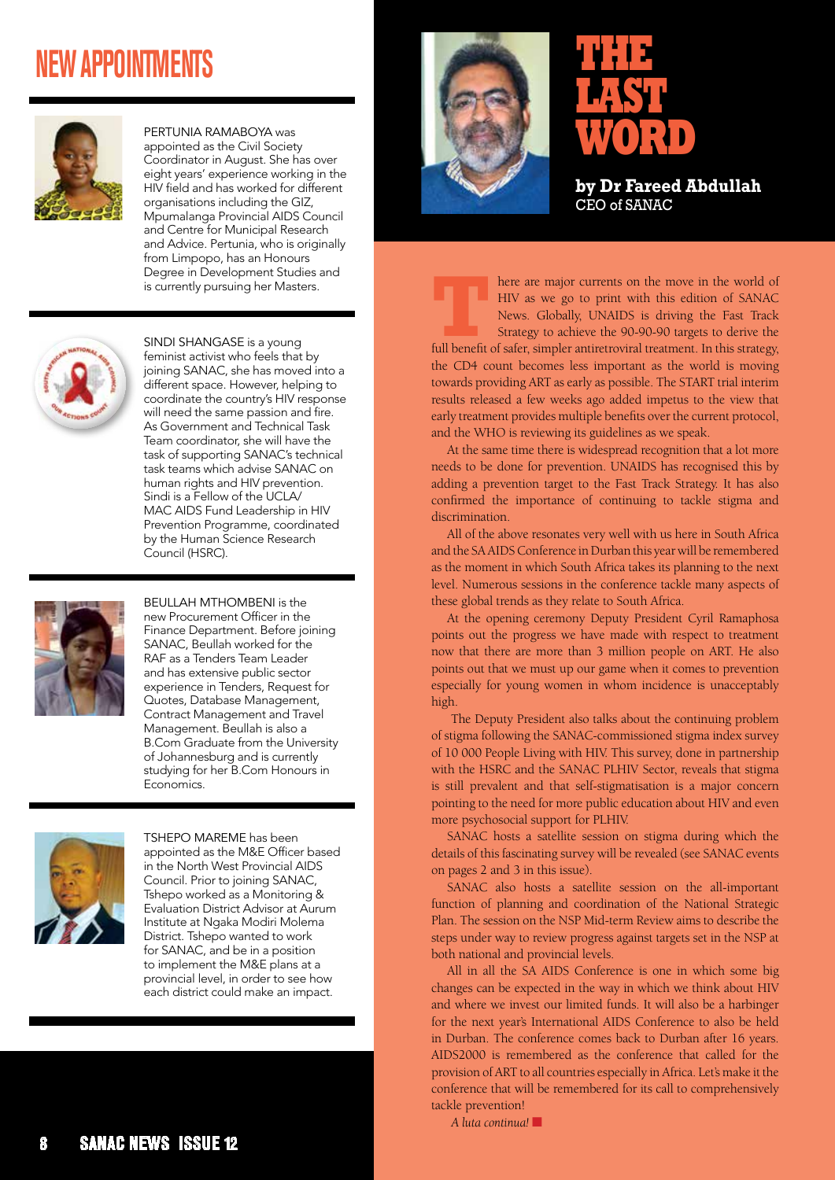# NEW APPOINTMENTS

PERTUNIA RAMABOYA was appointed as the Civil Society Coordinator in August. She has over eight years' experience working in the HIV field and has worked for different organisations including the GIZ, Mpumalanga Provincial AIDS Council and Centre for Municipal Research and Advice. Pertunia, who is originally from Limpopo, has an Honours Degree in Development Studies and is currently pursuing her Masters.

SINDI SHANGASE is a young feminist activist who feels that by joining SANAC, she has moved into a different space. However, helping to coordinate the country's HIV response will need the same passion and fire. As Government and Technical Task Team coordinator, she will have the task of supporting SANAC's technical task teams which advise SANAC on human rights and HIV prevention. Sindi is a Fellow of the UCLA/MAC AIDS Fund Leadership in HIV Prevention Programme, coordinated by the Human Science Research Council (HSRC).

BEULLAH MTHOMBENI is the new Procurement Officer in the Finance Department. Before joining SANAC, Beullah worked for the RAF as a Tenders Team Leader and has extensive public sector experience in Tenders, Request for Quotes, Database Management, Contract Management and Travel Management. Beullah is also a B.Com Graduate from the University of Johannesburg and is currently studying for her B.Com Honours in Economics.

TSHEPO MAREME has been appointed as the M&E Officer based in the North West Provincial AIDS Council. Prior to joining SANAC, Tshepo worked as a Monitoring & Evaluation District Advisor at Aurum Institute at Ngaka Modiri Molema District. Tshepo wanted to work for SANAC, and be in a position to implement the M&E plans at a provincial level, in order to see how each district could make an impact.

# THE LAST WORD

**by Dr Fareed Abdullah**
CEO of SANAC

There are major currents on the move in the world of HIV as we go to print with this edition of SANAC News. Globally, UNAIDS is driving the Fast Track Strategy to achieve the 90-90-90 targets to derive the full benefit of safer, simpler antiretroviral treatment. In this strategy, the CD4 count becomes less important as the world is moving towards providing ART as early as possible. The START trial interim results released a few weeks ago added impetus to the view that early treatment provides multiple benefits over the current protocol, and the WHO is reviewing its guidelines as we speak.

At the same time there is widespread recognition that a lot more needs to be done for prevention. UNAIDS has recognised this by adding a prevention target to the Fast Track Strategy. It has also confirmed the importance of continuing to tackle stigma and discrimination.

All of the above resonates very well with us here in South Africa and the SA AIDS Conference in Durban this year will be remembered as the moment in which South Africa takes its planning to the next level. Numerous sessions in the conference tackle many aspects of these global trends as they relate to South Africa.

At the opening ceremony Deputy President Cyril Ramaphosa points out the progress we have made with respect to treatment now that there are more than 3 million people on ART. He also points out that we must up our game when it comes to prevention especially for young women in whom incidence is unacceptably high.

The Deputy President also talks about the continuing problem of stigma following the SANAC-commissioned stigma index survey of 10 000 People Living with HIV. This survey, done in partnership with the HSRC and the SANAC PLHIV Sector, reveals that stigma is still prevalent and that self-stigmatisation is a major concern pointing to the need for more public education about HIV and even more psychosocial support for PLHIV.

SANAC hosts a satellite session on stigma during which the details of this fascinating survey will be revealed (see SANAC events on pages 2 and 3 in this issue).

SANAC also hosts a satellite session on the all-important function of planning and coordination of the National Strategic Plan. The session on the NSP Mid-term Review aims to describe the steps under way to review progress against targets set in the NSP at both national and provincial levels.

All in all the SA AIDS Conference is one in which some big changes can be expected in the way in which we think about HIV and where we invest our limited funds. It will also be a harbinger for the next year's International AIDS Conference to also be held in Durban. The conference comes back to Durban after 16 years. AIDS2000 is remembered as the conference that called for the provision of ART to all countries especially in Africa. Let's make it the conference that will be remembered for its call to comprehensively tackle prevention!

*A luta continua!*